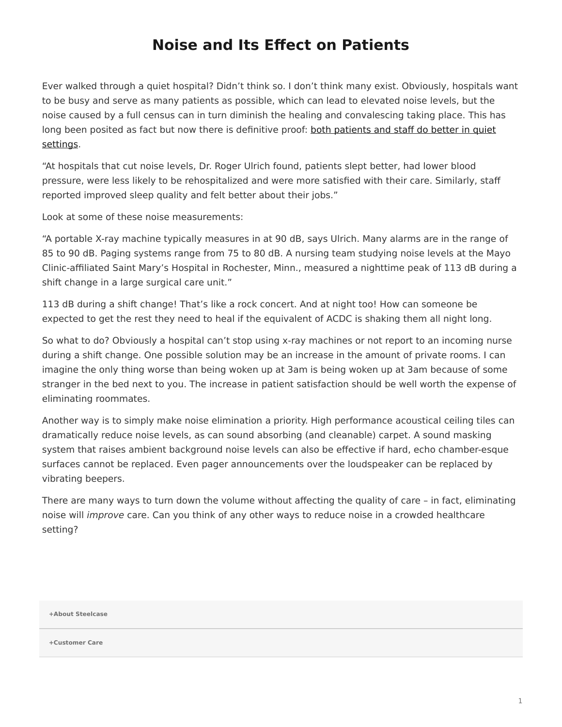# Noise and Its Effect on Patients

Ever walked through a quiet hospital? Didn't think so. I don't think many exist. Obviously, hospitals want to be busy and serve as many patients as possible, which can lead to elevated noise levels, but the noise caused by a full census can in turn diminish the healing and convalescing taking place. This has long been posited as fact but now there is definitive proof: both patients and staff do better in quiet settings.

"At hospitals that cut noise levels, Dr. Roger Ulrich found, patients slept better, had lower blood pressure, were less likely to be rehospitalized and were more satisfied with their care. Similarly, staff reported improved sleep quality and felt better about their jobs."

Look at some of these noise measurements:

"A portable X-ray machine typically measures in at 90 dB, says Ulrich. Many alarms are in the range of 85 to 90 dB. Paging systems range from 75 to 80 dB. A nursing team studying noise levels at the Mayo Clinic-affiliated Saint Mary's Hospital in Rochester, Minn., measured a nighttime peak of 113 dB during a shift change in a large surgical care unit."

113 dB during a shift change! That's like a rock concert. And at night too! How can someone be expected to get the rest they need to heal if the equivalent of ACDC is shaking them all night long.

So what to do? Obviously a hospital can't stop using x-ray machines or not report to an incoming nurse during a shift change. One possible solution may be an increase in the amount of private rooms. I can imagine the only thing worse than being woken up at 3am is being woken up at 3am because of some stranger in the bed next to you. The increase in patient satisfaction should be well worth the expense of eliminating roommates.

Another way is to simply make noise elimination a priority. High performance acoustical ceiling tiles can dramatically reduce noise levels, as can sound absorbing (and cleanable) carpet. A sound masking system that raises ambient background noise levels can also be effective if hard, echo chamber-esque surfaces cannot be replaced. Even pager announcements over the loudspeaker can be replaced by vibrating beepers.

There are many ways to turn down the volume without affecting the quality of care – in fact, eliminating noise will *improve* care. Can you think of any other ways to reduce noise in a crowded healthcare setting?

**+About Steelcase**

**+Customer Care**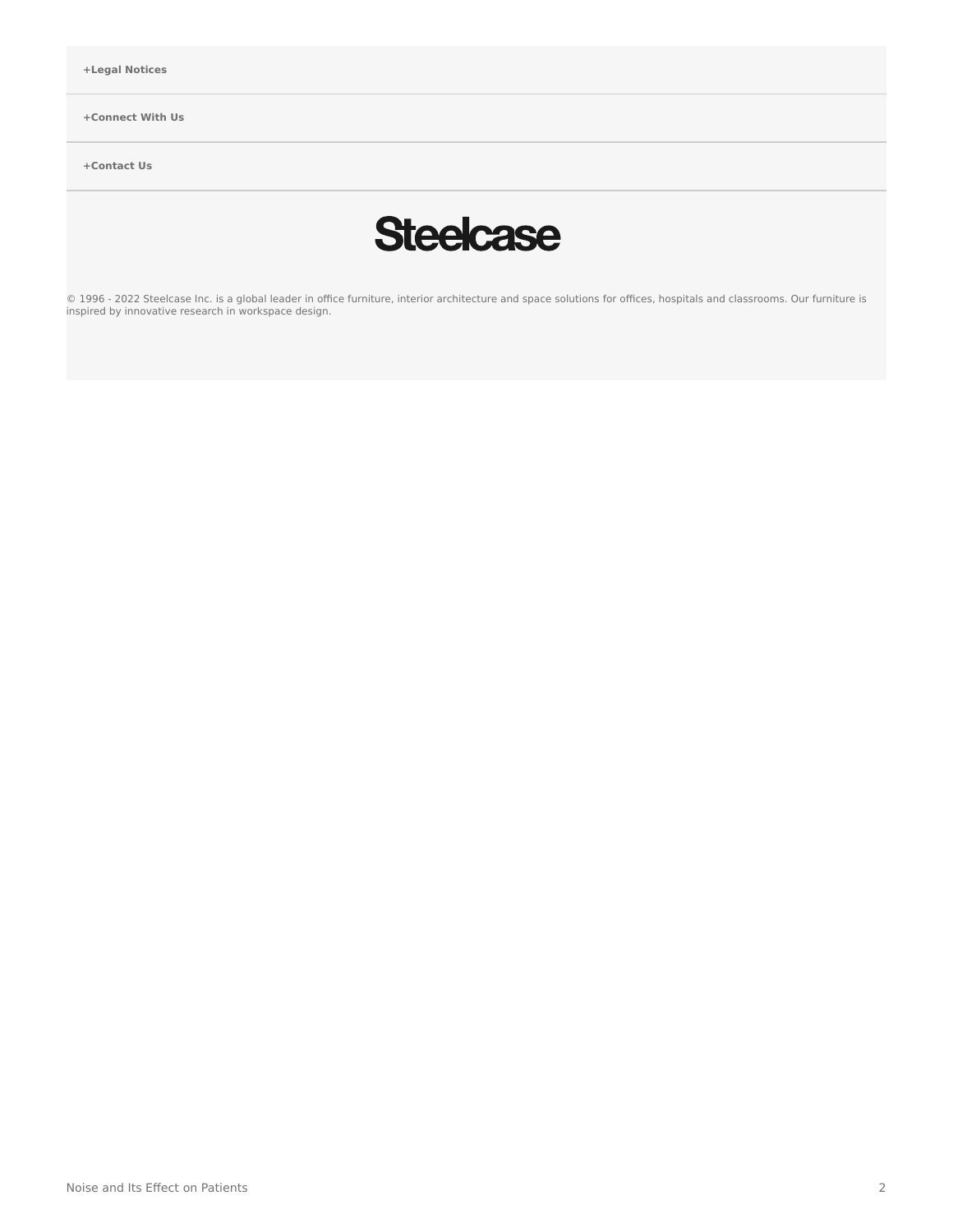**+Legal Notices**

**+Connect With Us**

**+Contact Us**

Steelcase

© 1996 - 2022 Steelcase Inc. is a global leader in office furniture, interior architecture and space solutions for offices, hospitals and classrooms. Our furniture is inspired by innovative research in workspace design.